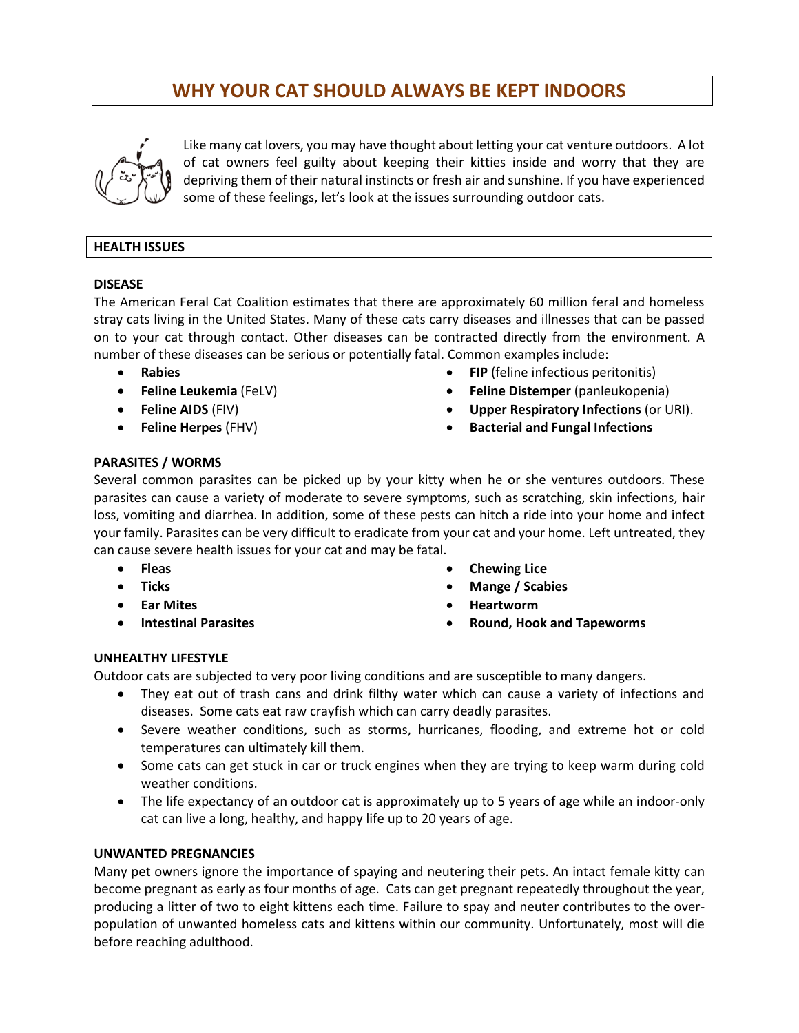# WHY YOUR CAT SHOULD ALWAYS BE KEPT INDOORS

Like many cat lovers, you may have thought about letting your cat venture outdoors. A lot of cat owners feel guilty about keeping their kitties inside and worry that they are depriving them of their natural instincts or fresh air and sunshine. If you have experienced some of these feelings, let's look at the issues surrounding outdoor cats.

## HEALTH ISSUES

### DISEASE

The American Feral Cat Coalition estimates that there are approximately 60 million feral and homeless stray cats living in the United States. Many of these cats carry diseases and illnesses that can be passed on to your cat through contact. Other diseases can be contracted directly from the environment. A number of these diseases can be serious or potentially fatal. Common examples include:

- **Rabies**
- **Feline Leukemia** (FeLV)
- **Feline AIDS** (FIV)
- **Feline Herpes** (FHV)
- **FIP** (feline infectious peritonitis)
- **Feline Distemper** (panleukopenia)
- **Upper Respiratory Infections** (or URI).
- **Bacterial and Fungal Infections**

### PARASITES / WORMS

Several common parasites can be picked up by your kitty when he or she ventures outdoors. These parasites can cause a variety of moderate to severe symptoms, such as scratching, skin infections, hair loss, vomiting and diarrhea. In addition, some of these pests can hitch a ride into your home and infect your family. Parasites can be very difficult to eradicate from your cat and your home. Left untreated, they can cause severe health issues for your cat and may be fatal.

- **Fleas**
- **Ticks**
- **Ear Mites**
- **Intestinal Parasites**
- **Chewing Lice**
- **Mange / Scabies**
- **Heartworm**
- **Round, Hook and Tapeworms**

### UNHEALTHY LIFESTYLE

Outdoor cats are subjected to very poor living conditions and are susceptible to many dangers.

- They eat out of trash cans and drink filthy water which can cause a variety of infections and diseases. Some cats eat raw crayfish which can carry deadly parasites.
- Severe weather conditions, such as storms, hurricanes, flooding, and extreme hot or cold temperatures can ultimately kill them.
- Some cats can get stuck in car or truck engines when they are trying to keep warm during cold weather conditions.
- The life expectancy of an outdoor cat is approximately up to 5 years of age while an indoor-only cat can live a long, healthy, and happy life up to 20 years of age.

### UNWANTED PREGNANCIES

Many pet owners ignore the importance of spaying and neutering their pets. An intact female kitty can become pregnant as early as four months of age. Cats can get pregnant repeatedly throughout the year, producing a litter of two to eight kittens each time. Failure to spay and neuter contributes to the over-population of unwanted homeless cats and kittens within our community. Unfortunately, most will die before reaching adulthood.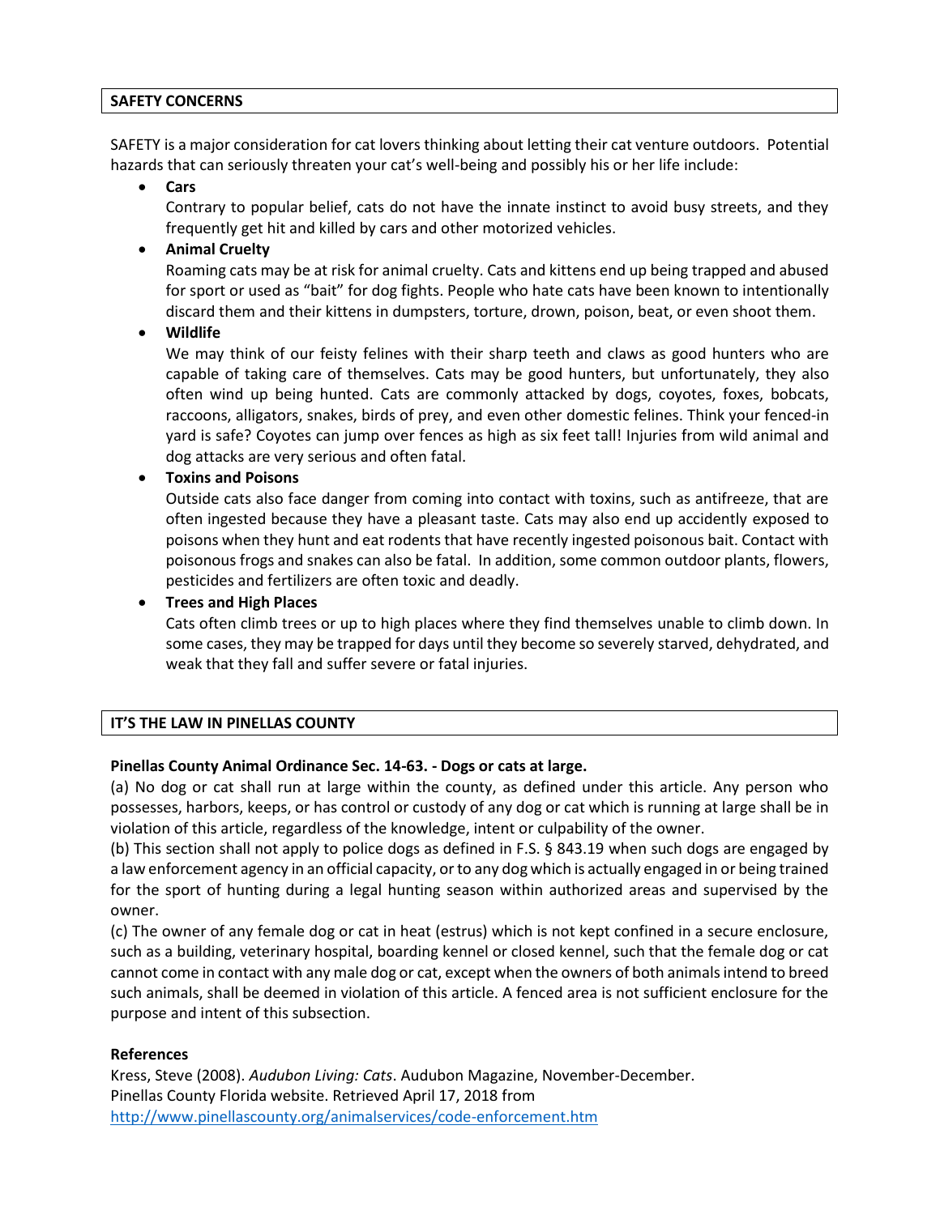## SAFETY CONCERNS

SAFETY is a major consideration for cat lovers thinking about letting their cat venture outdoors. Potential hazards that can seriously threaten your cat's well-being and possibly his or her life include:

- **Cars**
  Contrary to popular belief, cats do not have the innate instinct to avoid busy streets, and they frequently get hit and killed by cars and other motorized vehicles.
- **Animal Cruelty**
  Roaming cats may be at risk for animal cruelty. Cats and kittens end up being trapped and abused for sport or used as "bait" for dog fights. People who hate cats have been known to intentionally discard them and their kittens in dumpsters, torture, drown, poison, beat, or even shoot them.
- **Wildlife**
  We may think of our feisty felines with their sharp teeth and claws as good hunters who are capable of taking care of themselves. Cats may be good hunters, but unfortunately, they also often wind up being hunted. Cats are commonly attacked by dogs, coyotes, foxes, bobcats, raccoons, alligators, snakes, birds of prey, and even other domestic felines. Think your fenced-in yard is safe? Coyotes can jump over fences as high as six feet tall! Injuries from wild animal and dog attacks are very serious and often fatal.
- **Toxins and Poisons**
  Outside cats also face danger from coming into contact with toxins, such as antifreeze, that are often ingested because they have a pleasant taste. Cats may also end up accidently exposed to poisons when they hunt and eat rodents that have recently ingested poisonous bait. Contact with poisonous frogs and snakes can also be fatal. In addition, some common outdoor plants, flowers, pesticides and fertilizers are often toxic and deadly.
- **Trees and High Places**
  Cats often climb trees or up to high places where they find themselves unable to climb down. In some cases, they may be trapped for days until they become so severely starved, dehydrated, and weak that they fall and suffer severe or fatal injuries.

## IT'S THE LAW IN PINELLAS COUNTY

**Pinellas County Animal Ordinance Sec. 14-63. - Dogs or cats at large.**

(a) No dog or cat shall run at large within the county, as defined under this article. Any person who possesses, harbors, keeps, or has control or custody of any dog or cat which is running at large shall be in violation of this article, regardless of the knowledge, intent or culpability of the owner.

(b) This section shall not apply to police dogs as defined in F.S. § 843.19 when such dogs are engaged by a law enforcement agency in an official capacity, or to any dog which is actually engaged in or being trained for the sport of hunting during a legal hunting season within authorized areas and supervised by the owner.

(c) The owner of any female dog or cat in heat (estrus) which is not kept confined in a secure enclosure, such as a building, veterinary hospital, boarding kennel or closed kennel, such that the female dog or cat cannot come in contact with any male dog or cat, except when the owners of both animals intend to breed such animals, shall be deemed in violation of this article. A fenced area is not sufficient enclosure for the purpose and intent of this subsection.

**References**

Kress, Steve (2008). *Audubon Living: Cats*. Audubon Magazine, November-December.
Pinellas County Florida website. Retrieved April 17, 2018 from
http://www.pinellascounty.org/animalservices/code-enforcement.htm